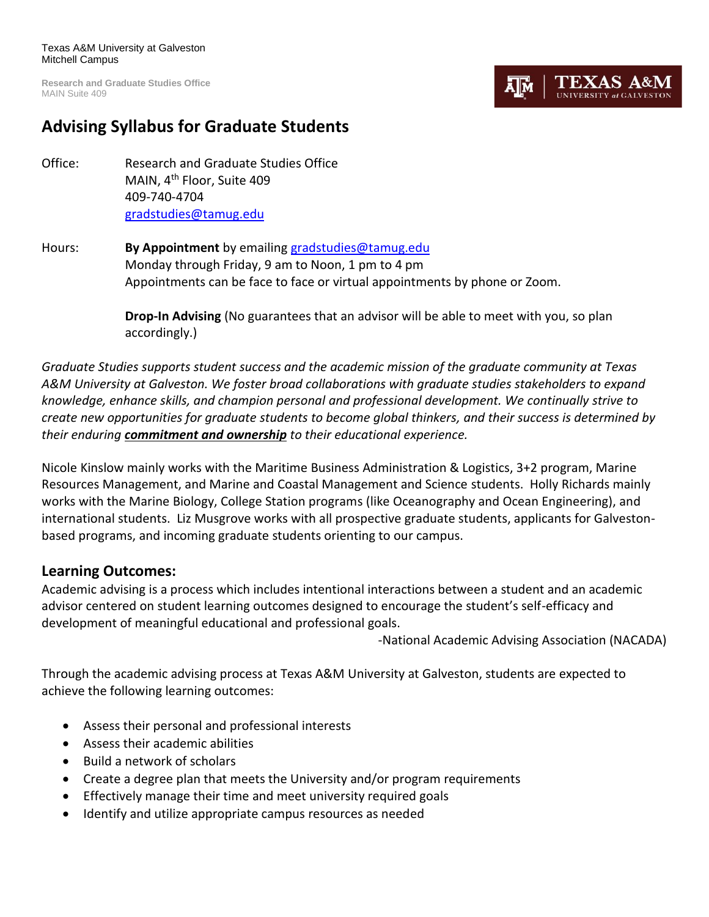Texas A&M University at Galveston
Mitchell Campus

**Research and Graduate Studies Office**
MAIN Suite 409

# Advising Syllabus for Graduate Students

Office: Research and Graduate Studies Office
MAIN, 4th Floor, Suite 409
409-740-4704
gradstudies@tamug.edu

Hours: **By Appointment** by emailing gradstudies@tamug.edu
Monday through Friday, 9 am to Noon, 1 pm to 4 pm
Appointments can be face to face or virtual appointments by phone or Zoom.

**Drop-In Advising** (No guarantees that an advisor will be able to meet with you, so plan accordingly.)

*Graduate Studies supports student success and the academic mission of the graduate community at Texas A&M University at Galveston. We foster broad collaborations with graduate studies stakeholders to expand knowledge, enhance skills, and champion personal and professional development. We continually strive to create new opportunities for graduate students to become global thinkers, and their success is determined by their enduring* ***commitment and ownership*** *to their educational experience.*

Nicole Kinslow mainly works with the Maritime Business Administration & Logistics, 3+2 program, Marine Resources Management, and Marine and Coastal Management and Science students. Holly Richards mainly works with the Marine Biology, College Station programs (like Oceanography and Ocean Engineering), and international students. Liz Musgrove works with all prospective graduate students, applicants for Galveston-based programs, and incoming graduate students orienting to our campus.

## Learning Outcomes:

Academic advising is a process which includes intentional interactions between a student and an academic advisor centered on student learning outcomes designed to encourage the student's self-efficacy and development of meaningful educational and professional goals.

-National Academic Advising Association (NACADA)

Through the academic advising process at Texas A&M University at Galveston, students are expected to achieve the following learning outcomes:

- Assess their personal and professional interests
- Assess their academic abilities
- Build a network of scholars
- Create a degree plan that meets the University and/or program requirements
- Effectively manage their time and meet university required goals
- Identify and utilize appropriate campus resources as needed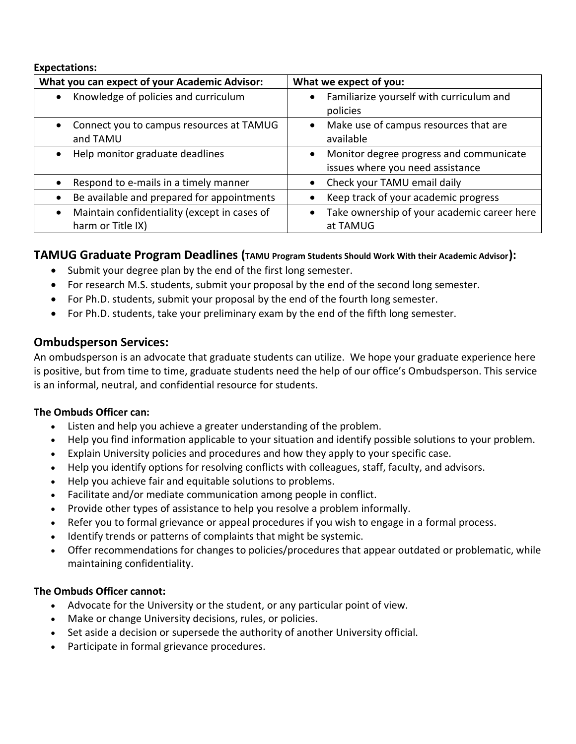**Expectations:**

| What you can expect of your Academic Advisor: | What we expect of you: |
|---|---|
| • Knowledge of policies and curriculum | • Familiarize yourself with curriculum and policies |
| • Connect you to campus resources at TAMUG and TAMU | • Make use of campus resources that are available |
| • Help monitor graduate deadlines | • Monitor degree progress and communicate issues where you need assistance |
| • Respond to e-mails in a timely manner | • Check your TAMU email daily |
| • Be available and prepared for appointments | • Keep track of your academic progress |
| • Maintain confidentiality (except in cases of harm or Title IX) | • Take ownership of your academic career here at TAMUG |

## TAMUG Graduate Program Deadlines (TAMU Program Students Should Work With their Academic Advisor):

- Submit your degree plan by the end of the first long semester.
- For research M.S. students, submit your proposal by the end of the second long semester.
- For Ph.D. students, submit your proposal by the end of the fourth long semester.
- For Ph.D. students, take your preliminary exam by the end of the fifth long semester.

## Ombudsperson Services:

An ombudsperson is an advocate that graduate students can utilize. We hope your graduate experience here is positive, but from time to time, graduate students need the help of our office's Ombudsperson. This service is an informal, neutral, and confidential resource for students.

**The Ombuds Officer can:**

- Listen and help you achieve a greater understanding of the problem.
- Help you find information applicable to your situation and identify possible solutions to your problem.
- Explain University policies and procedures and how they apply to your specific case.
- Help you identify options for resolving conflicts with colleagues, staff, faculty, and advisors.
- Help you achieve fair and equitable solutions to problems.
- Facilitate and/or mediate communication among people in conflict.
- Provide other types of assistance to help you resolve a problem informally.
- Refer you to formal grievance or appeal procedures if you wish to engage in a formal process.
- Identify trends or patterns of complaints that might be systemic.
- Offer recommendations for changes to policies/procedures that appear outdated or problematic, while maintaining confidentiality.

**The Ombuds Officer cannot:**

- Advocate for the University or the student, or any particular point of view.
- Make or change University decisions, rules, or policies.
- Set aside a decision or supersede the authority of another University official.
- Participate in formal grievance procedures.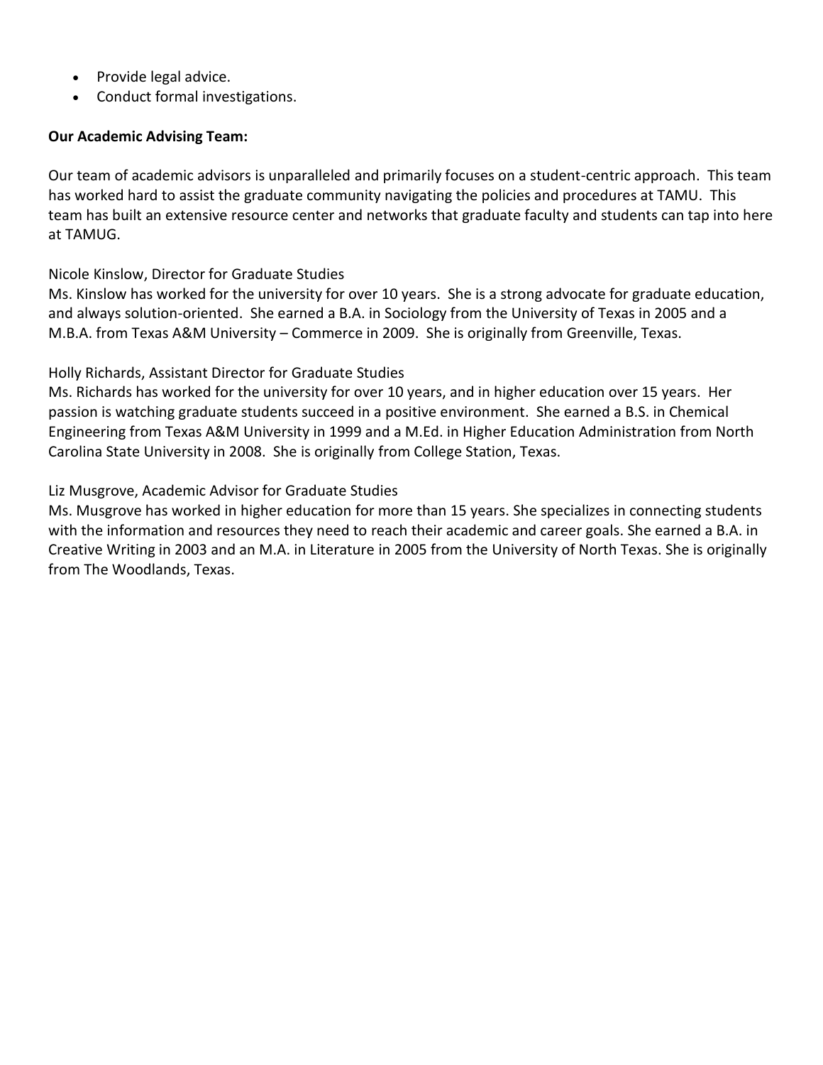- Provide legal advice.
- Conduct formal investigations.

**Our Academic Advising Team:**

Our team of academic advisors is unparalleled and primarily focuses on a student-centric approach. This team has worked hard to assist the graduate community navigating the policies and procedures at TAMU. This team has built an extensive resource center and networks that graduate faculty and students can tap into here at TAMUG.

Nicole Kinslow, Director for Graduate Studies
Ms. Kinslow has worked for the university for over 10 years. She is a strong advocate for graduate education, and always solution-oriented. She earned a B.A. in Sociology from the University of Texas in 2005 and a M.B.A. from Texas A&M University – Commerce in 2009. She is originally from Greenville, Texas.

Holly Richards, Assistant Director for Graduate Studies
Ms. Richards has worked for the university for over 10 years, and in higher education over 15 years. Her passion is watching graduate students succeed in a positive environment. She earned a B.S. in Chemical Engineering from Texas A&M University in 1999 and a M.Ed. in Higher Education Administration from North Carolina State University in 2008. She is originally from College Station, Texas.

Liz Musgrove, Academic Advisor for Graduate Studies
Ms. Musgrove has worked in higher education for more than 15 years. She specializes in connecting students with the information and resources they need to reach their academic and career goals. She earned a B.A. in Creative Writing in 2003 and an M.A. in Literature in 2005 from the University of North Texas. She is originally from The Woodlands, Texas.